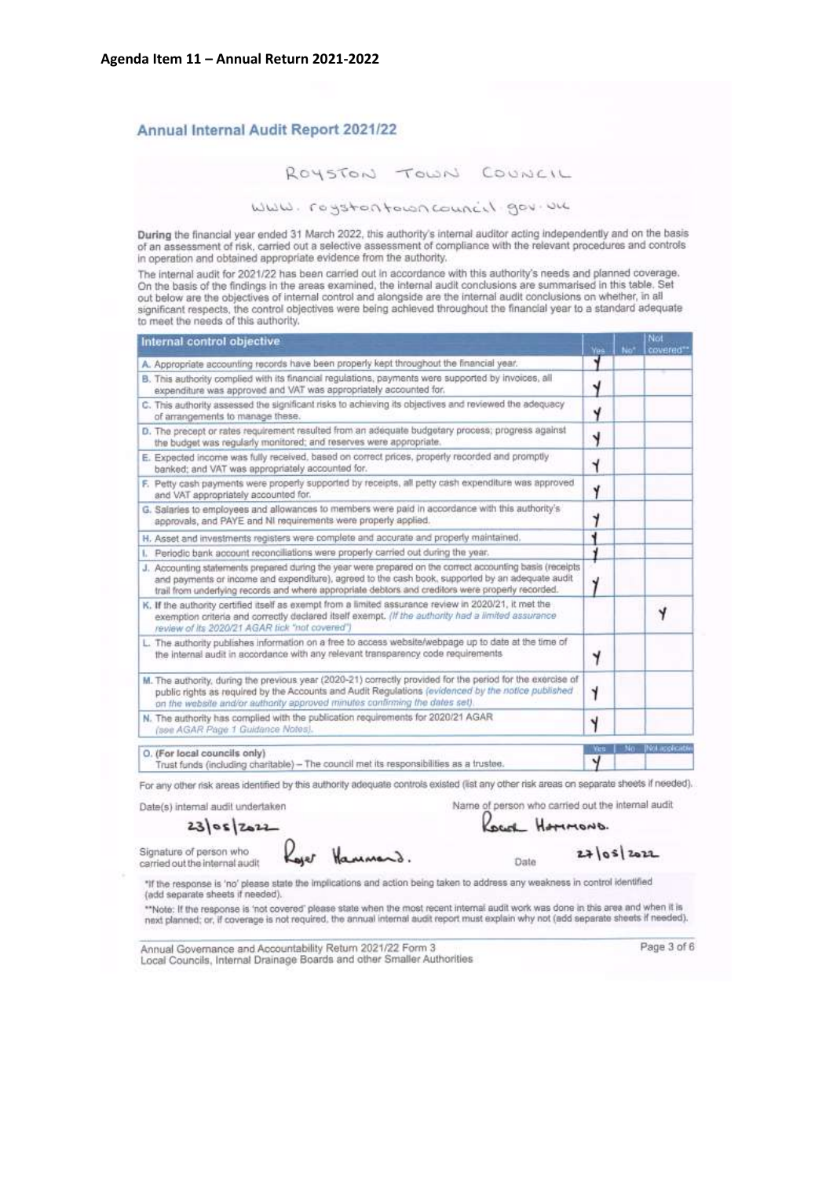**Agenda Item 11 – Annual Return 2021-2022**

## Annual Internal Audit Report 2021/22

ROYSTON TOWN COUNCIL

WWW. roystontowncouncil.gov.uk

**During** the financial year ended 31 March 2022, this authority's internal auditor acting independently and on the basis of an assessment of risk, carried out a selective assessment of compliance with the relevant procedures and controls in operation and obtained appropriate evidence from the authority.

The internal audit for 2021/22 has been carried out in accordance with this authority's needs and planned coverage. On the basis of the findings in the areas examined, the internal audit conclusions are summarised in this table. Set out below are the objectives of internal control and alongside are the internal audit conclusions on whether, in all significant respects, the control objectives were being achieved throughout the financial year to a standard adequate to meet the needs of this authority.

| Internal control objective | Yes | No* | Not covered** |
|---|---|---|---|
| A. Appropriate accounting records have been properly kept throughout the financial year. | Y | | |
| B. This authority complied with its financial regulations, payments were supported by invoices, all expenditure was approved and VAT was appropriately accounted for. | Y | | |
| C. This authority assessed the significant risks to achieving its objectives and reviewed the adequacy of arrangements to manage these. | Y | | |
| D. The precept or rates requirement resulted from an adequate budgetary process; progress against the budget was regularly monitored; and reserves were appropriate. | Y | | |
| E. Expected income was fully received, based on correct prices, properly recorded and promptly banked; and VAT was appropriately accounted for. | Y | | |
| F. Petty cash payments were properly supported by receipts, all petty cash expenditure was approved and VAT appropriately accounted for. | Y | | |
| G. Salaries to employees and allowances to members were paid in accordance with this authority's approvals, and PAYE and NI requirements were properly applied. | Y | | |
| H. Asset and investments registers were complete and accurate and properly maintained. | Y | | |
| I. Periodic bank account reconciliations were properly carried out during the year. | Y | | |
| J. Accounting statements prepared during the year were prepared on the correct accounting basis (receipts and payments or income and expenditure), agreed to the cash book, supported by an adequate audit trail from underlying records and where appropriate debtors and creditors were properly recorded. | Y | | |
| K. If the authority certified itself as exempt from a limited assurance review in 2020/21, it met the exemption criteria and correctly declared itself exempt. *(If the authority had a limited assurance review of its 2020/21 AGAR tick "not covered")* | | | Y |
| L. The authority publishes information on a free to access website/webpage up to date at the time of the internal audit in accordance with any relevant transparency code requirements | Y | | |
| M. The authority, during the previous year (2020-21) correctly provided for the period for the exercise of public rights as required by the Accounts and Audit Regulations *(evidenced by the notice published on the website and/or authority approved minutes confirming the dates set).* | Y | | |
| N. The authority has complied with the publication requirements for 2020/21 AGAR *(see AGAR Page 1 Guidance Notes).* | Y | | |

| | Yes | No | Not applicable |
|---|---|---|---|
| O. **(For local councils only)** Trust funds (including charitable) – The council met its responsibilities as a trustee. | Y | | |

For any other risk areas identified by this authority adequate controls existed (list any other risk areas on separate sheets if needed).

Date(s) internal audit undertaken: 23/05/2022

Name of person who carried out the internal audit: ROGER HAMMOND.

Signature of person who carried out the internal audit: Roger Hammond.

Date: 27/05/2022

*If the response is 'no' please state the implications and action being taken to address any weakness in control identified (add separate sheets if needed).

**Note: If the response is 'not covered' please state when the most recent internal audit work was done in this area and when it is next planned; or, if coverage is not required, the annual internal audit report must explain why not (add separate sheets if needed).

Annual Governance and Accountability Return 2021/22 Form 3
Local Councils, Internal Drainage Boards and other Smaller Authorities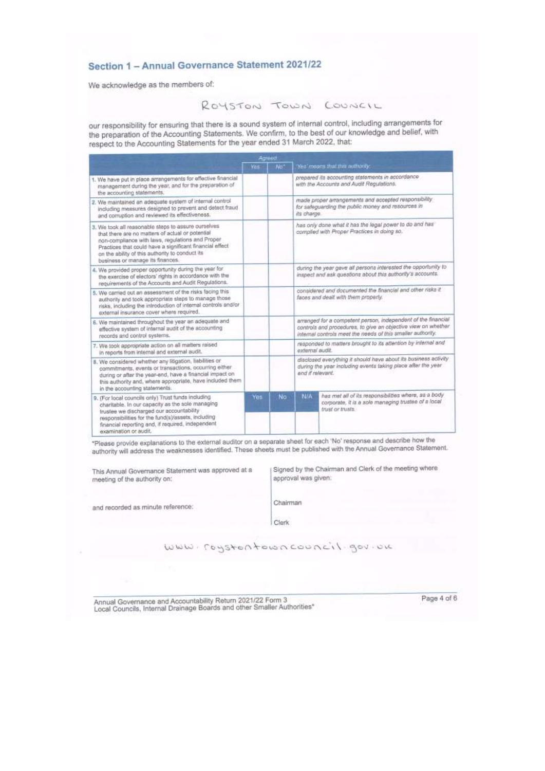## Section 1 – Annual Governance Statement 2021/22

We acknowledge as the members of:

ROYSTON TOWN COUNCIL

our responsibility for ensuring that there is a sound system of internal control, including arrangements for the preparation of the Accounting Statements. We confirm, to the best of our knowledge and belief, with respect to the Accounting Statements for the year ended 31 March 2022, that:

| | Agreed | | | |
|---|---|---|---|---|
| | Yes | No* | | 'Yes' means that this authority: |
| 1. We have put in place arrangements for effective financial management during the year, and for the preparation of the accounting statements. | | | | prepared its accounting statements in accordance with the Accounts and Audit Regulations. |
| 2. We maintained an adequate system of internal control including measures designed to prevent and detect fraud and corruption and reviewed its effectiveness. | | | | made proper arrangements and accepted responsibility for safeguarding the public money and resources in its charge. |
| 3. We took all reasonable steps to assure ourselves that there are no matters of actual or potential non-compliance with laws, regulations and Proper Practices that could have a significant financial effect on the ability of this authority to conduct its business or manage its finances. | | | | has only done what it has the legal power to do and has complied with Proper Practices in doing so. |
| 4. We provided proper opportunity during the year for the exercise of electors' rights in accordance with the requirements of the Accounts and Audit Regulations. | | | | during the year gave all persons interested the opportunity to inspect and ask questions about this authority's accounts. |
| 5. We carried out an assessment of the risks facing this authority and took appropriate steps to manage those risks, including the introduction of internal controls and/or external insurance cover where required. | | | | considered and documented the financial and other risks it faces and dealt with them properly. |
| 6. We maintained throughout the year an adequate and effective system of internal audit of the accounting records and control systems. | | | | arranged for a competent person, independent of the financial controls and procedures, to give an objective view on whether internal controls meet the needs of this smaller authority. |
| 7. We took appropriate action on all matters raised in reports from internal and external audit. | | | | responded to matters brought to its attention by internal and external audit. |
| 8. We considered whether any litigation, liabilities or commitments, events or transactions, occurring either during or after the year-end, have a financial impact on this authority and, where appropriate, have included them in the accounting statements. | | | | disclosed everything it should have about its business activity during the year including events taking place after the year end if relevant. |
| 9. (For local councils only) Trust funds including charitable. In our capacity as the sole managing trustee we discharged our accountability responsibilities for the fund(s)/assets, including financial reporting and, if required, independent examination or audit. | Yes | No | N/A | has met all of its responsibilities where, as a body corporate, it is a sole managing trustee of a local trust or trusts. |

*Please provide explanations to the external auditor on a separate sheet for each 'No' response and describe how the authority will address the weaknesses identified. These sheets must be published with the Annual Governance Statement.

This Annual Governance Statement was approved at a meeting of the authority on:

and recorded as minute reference:

Signed by the Chairman and Clerk of the meeting where approval was given:

Chairman

Clerk

www.roystontowncouncil.gov.uk

Annual Governance and Accountability Return 2021/22 Form 3
Local Councils, Internal Drainage Boards and other Smaller Authorities*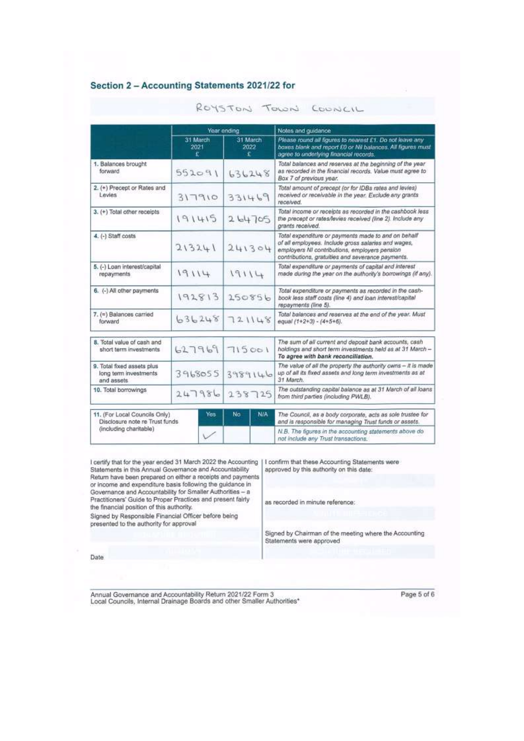## Section 2 – Accounting Statements 2021/22 for

ROYSTON TOWN COUNCIL

| | Year ending | | Notes and guidance |
|---|---|---|---|
| | 31 March 2021 £ | 31 March 2022 £ | *Please round all figures to nearest £1. Do not leave any boxes blank and report £0 or Nil balances. All figures must agree to underlying financial records.* |
| 1. Balances brought forward | 552091 | 636248 | *Total balances and reserves at the beginning of the year as recorded in the financial records. Value must agree to Box 7 of previous year.* |
| 2. (+) Precept or Rates and Levies | 317910 | 331469 | *Total amount of precept (or for IDBs rates and levies) received or receivable in the year. Exclude any grants received.* |
| 3. (+) Total other receipts | 191415 | 264705 | *Total income or receipts as recorded in the cashbook less the precept or rates/levies received (line 2). Include any grants received.* |
| 4. (-) Staff costs | 213241 | 241304 | *Total expenditure or payments made to and on behalf of all employees. Include gross salaries and wages, employers NI contributions, employers pension contributions, gratuities and severance payments.* |
| 5. (-) Loan interest/capital repayments | 19114 | 19114 | *Total expenditure or payments of capital and interest made during the year on the authority's borrowings (if any).* |
| 6. (-) All other payments | 192813 | 250856 | *Total expenditure or payments as recorded in the cash-book less staff costs (line 4) and loan interest/capital repayments (line 5).* |
| 7. (=) Balances carried forward | 636248 | 721148 | *Total balances and reserves at the end of the year. Must equal (1+2+3) - (4+5+6).* |
| 8. Total value of cash and short term investments | 627969 | 715001 | *The sum of all current and deposit bank accounts, cash holdings and short term investments held as at 31 March – **To agree with bank reconciliation.*** |
| 9. Total fixed assets plus long term investments and assets | 3968055 | 3989146 | *The value of all the property the authority owns – it is made up of all its fixed assets and long term investments as at 31 March.* |
| 10. Total borrowings | 247986 | 238725 | *The outstanding capital balance as at 31 March of all loans from third parties (including PWLB).* |

| 11. (For Local Councils Only) Disclosure note re Trust funds (including charitable) | Yes | No | N/A | |
|---|---|---|---|---|
| | ✓ | | | *The Council, as a body corporate, acts as sole trustee for and is responsible for managing Trust funds or assets.* *N.B. The figures in the accounting statements above do not include any Trust transactions.* |

I certify that for the year ended 31 March 2022 the Accounting Statements in this Annual Governance and Accountability Return have been prepared on either a receipts and payments or income and expenditure basis following the guidance in Governance and Accountability for Smaller Authorities – a Practitioners' Guide to Proper Practices and present fairly the financial position of this authority.

Signed by Responsible Financial Officer before being presented to the authority for approval

Date

I confirm that these Accounting Statements were approved by this authority on this date:

as recorded in minute reference:

Signed by Chairman of the meeting where the Accounting Statements were approved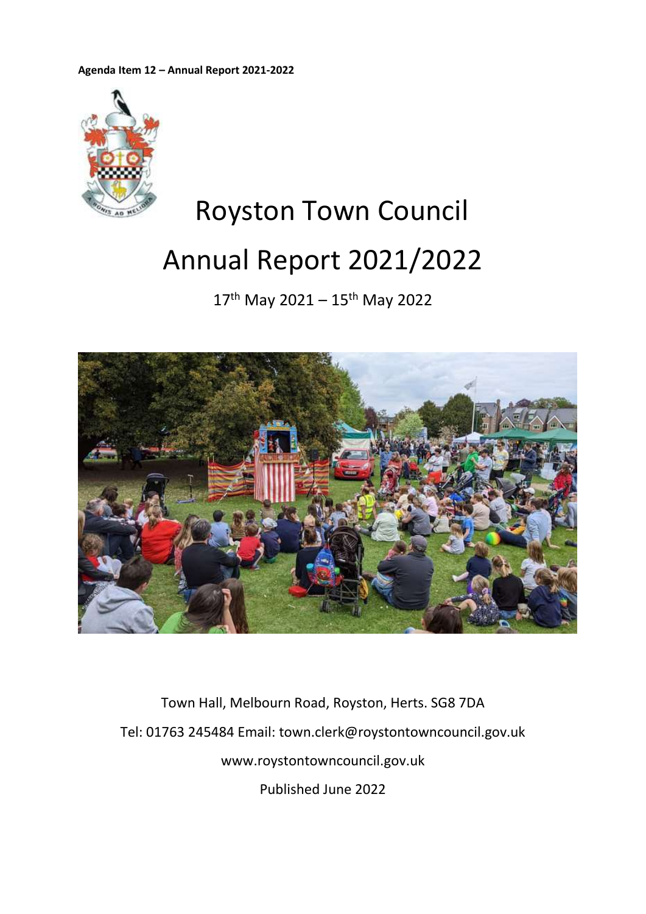**Agenda Item 12 – Annual Report 2021-2022**

# Royston Town Council

# Annual Report 2021/2022

17th May 2021 – 15th May 2022

Town Hall, Melbourn Road, Royston, Herts. SG8 7DA

Tel: 01763 245484 Email: town.clerk@roystontowncouncil.gov.uk

www.roystontowncouncil.gov.uk

Published June 2022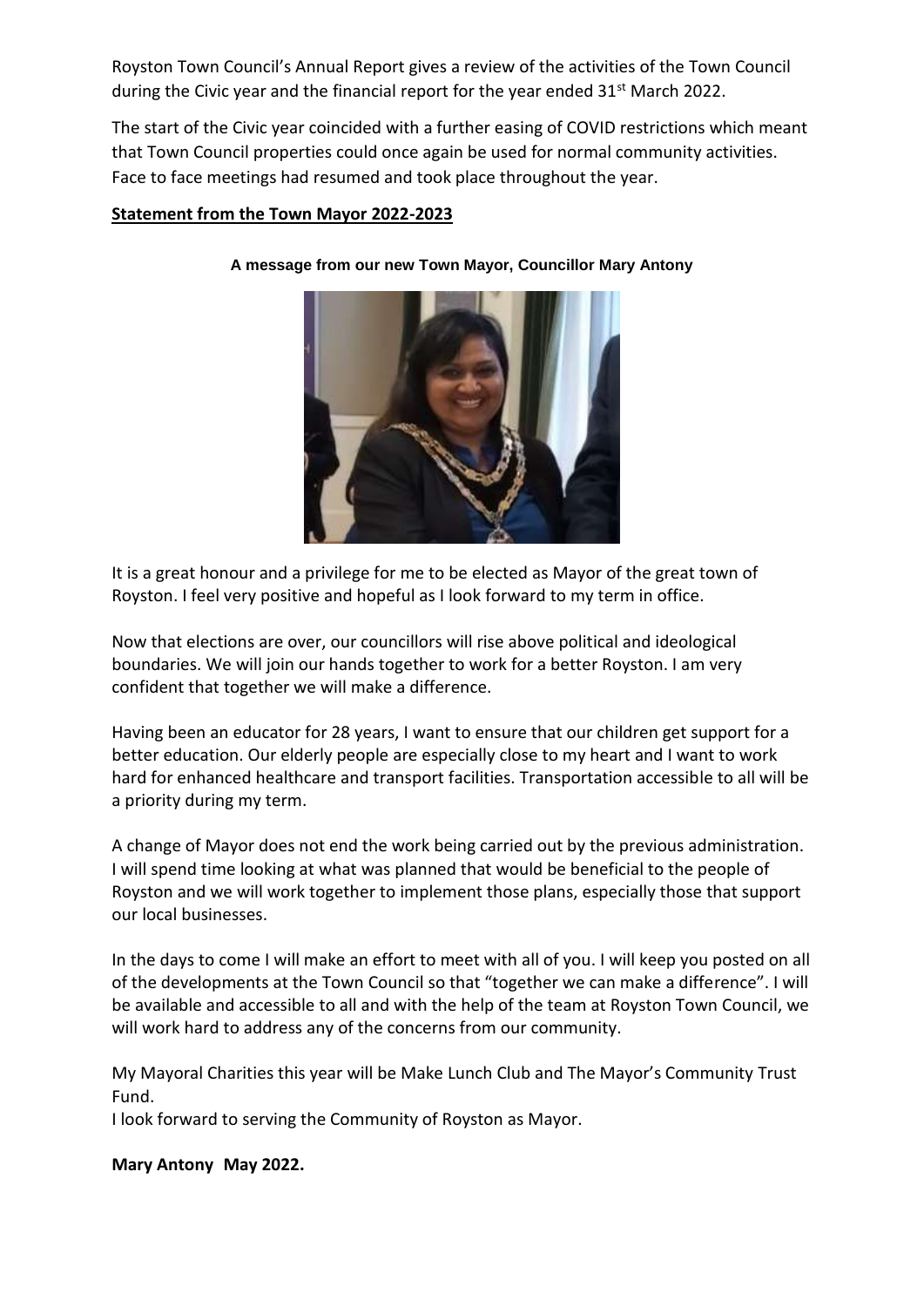Royston Town Council's Annual Report gives a review of the activities of the Town Council during the Civic year and the financial report for the year ended 31st March 2022.

The start of the Civic year coincided with a further easing of COVID restrictions which meant that Town Council properties could once again be used for normal community activities. Face to face meetings had resumed and took place throughout the year.

## Statement from the Town Mayor 2022-2023

**A message from our new Town Mayor, Councillor Mary Antony**

It is a great honour and a privilege for me to be elected as Mayor of the great town of Royston. I feel very positive and hopeful as I look forward to my term in office.

Now that elections are over, our councillors will rise above political and ideological boundaries. We will join our hands together to work for a better Royston. I am very confident that together we will make a difference.

Having been an educator for 28 years, I want to ensure that our children get support for a better education. Our elderly people are especially close to my heart and I want to work hard for enhanced healthcare and transport facilities. Transportation accessible to all will be a priority during my term.

A change of Mayor does not end the work being carried out by the previous administration. I will spend time looking at what was planned that would be beneficial to the people of Royston and we will work together to implement those plans, especially those that support our local businesses.

In the days to come I will make an effort to meet with all of you. I will keep you posted on all of the developments at the Town Council so that "together we can make a difference". I will be available and accessible to all and with the help of the team at Royston Town Council, we will work hard to address any of the concerns from our community.

My Mayoral Charities this year will be Make Lunch Club and The Mayor's Community Trust Fund.

I look forward to serving the Community of Royston as Mayor.

**Mary Antony May 2022.**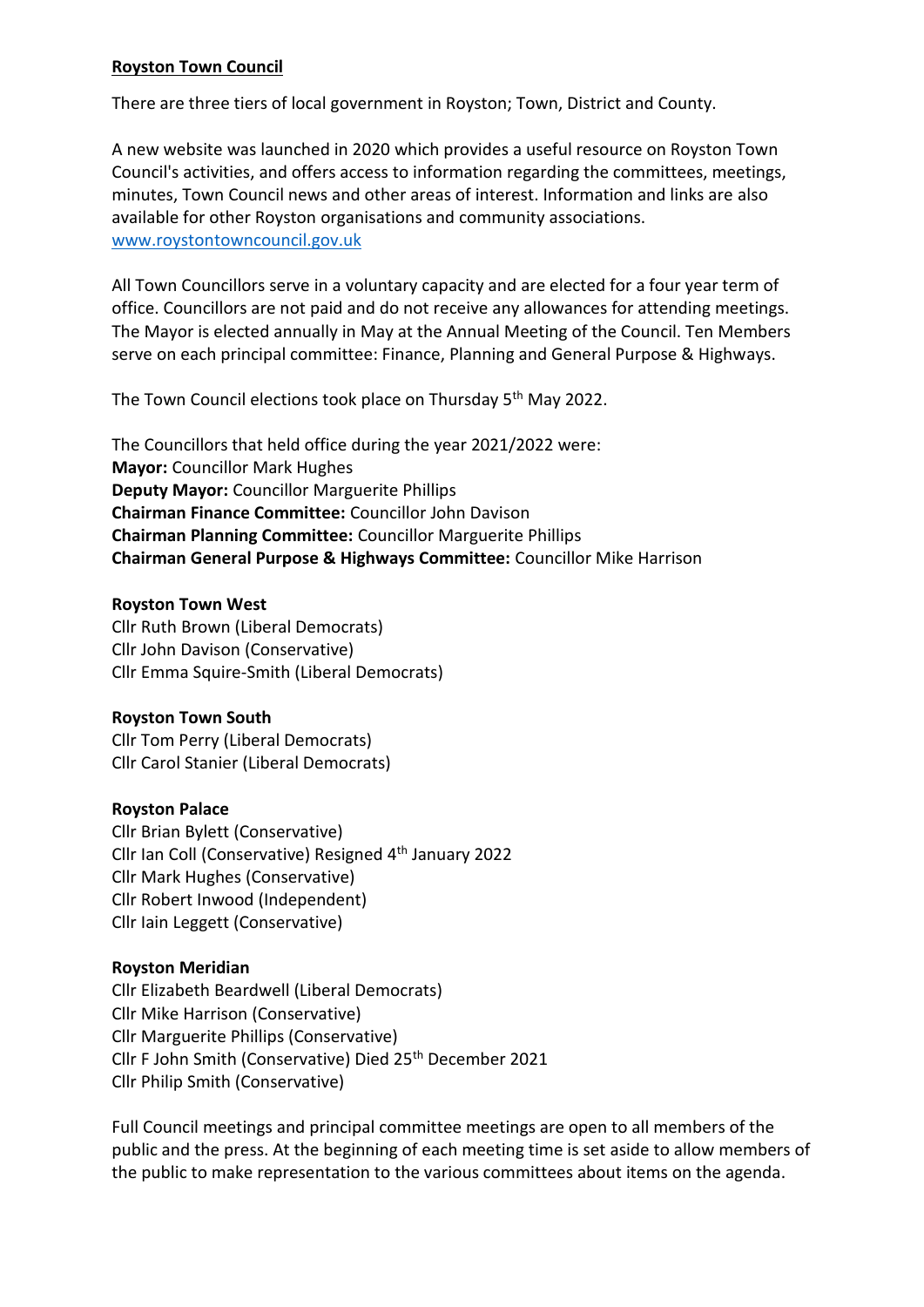## Royston Town Council

There are three tiers of local government in Royston; Town, District and County.

A new website was launched in 2020 which provides a useful resource on Royston Town Council's activities, and offers access to information regarding the committees, meetings, minutes, Town Council news and other areas of interest. Information and links are also available for other Royston organisations and community associations. [www.roystontowncouncil.gov.uk](http://www.roystontowncouncil.gov.uk)

All Town Councillors serve in a voluntary capacity and are elected for a four year term of office. Councillors are not paid and do not receive any allowances for attending meetings. The Mayor is elected annually in May at the Annual Meeting of the Council. Ten Members serve on each principal committee: Finance, Planning and General Purpose & Highways.

The Town Council elections took place on Thursday 5th May 2022.

The Councillors that held office during the year 2021/2022 were:
**Mayor:** Councillor Mark Hughes
**Deputy Mayor:** Councillor Marguerite Phillips
**Chairman Finance Committee:** Councillor John Davison
**Chairman Planning Committee:** Councillor Marguerite Phillips
**Chairman General Purpose & Highways Committee:** Councillor Mike Harrison

**Royston Town West**
Cllr Ruth Brown (Liberal Democrats)
Cllr John Davison (Conservative)
Cllr Emma Squire-Smith (Liberal Democrats)

**Royston Town South**
Cllr Tom Perry (Liberal Democrats)
Cllr Carol Stanier (Liberal Democrats)

**Royston Palace**
Cllr Brian Bylett (Conservative)
Cllr Ian Coll (Conservative) Resigned 4th January 2022
Cllr Mark Hughes (Conservative)
Cllr Robert Inwood (Independent)
Cllr Iain Leggett (Conservative)

**Royston Meridian**
Cllr Elizabeth Beardwell (Liberal Democrats)
Cllr Mike Harrison (Conservative)
Cllr Marguerite Phillips (Conservative)
Cllr F John Smith (Conservative) Died 25th December 2021
Cllr Philip Smith (Conservative)

Full Council meetings and principal committee meetings are open to all members of the public and the press. At the beginning of each meeting time is set aside to allow members of the public to make representation to the various committees about items on the agenda.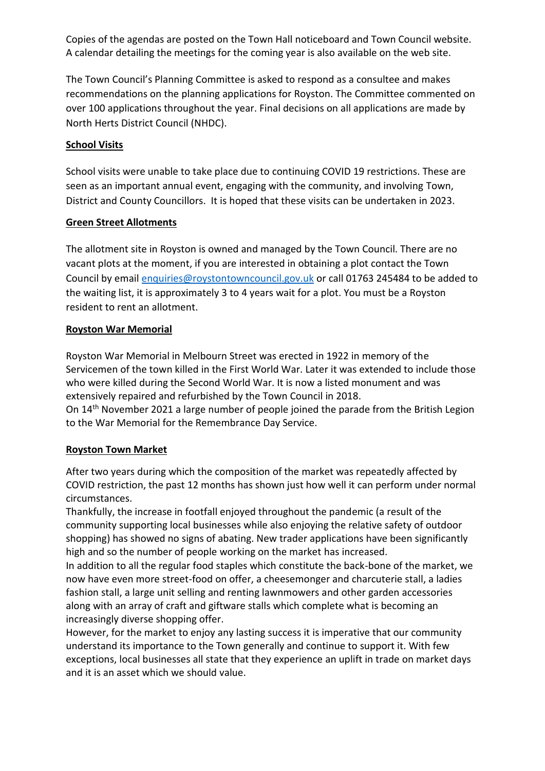Copies of the agendas are posted on the Town Hall noticeboard and Town Council website. A calendar detailing the meetings for the coming year is also available on the web site.

The Town Council's Planning Committee is asked to respond as a consultee and makes recommendations on the planning applications for Royston. The Committee commented on over 100 applications throughout the year. Final decisions on all applications are made by North Herts District Council (NHDC).

## School Visits

School visits were unable to take place due to continuing COVID 19 restrictions. These are seen as an important annual event, engaging with the community, and involving Town, District and County Councillors. It is hoped that these visits can be undertaken in 2023.

## Green Street Allotments

The allotment site in Royston is owned and managed by the Town Council. There are no vacant plots at the moment, if you are interested in obtaining a plot contact the Town Council by email enquiries@roystontowncouncil.gov.uk or call 01763 245484 to be added to the waiting list, it is approximately 3 to 4 years wait for a plot. You must be a Royston resident to rent an allotment.

## Royston War Memorial

Royston War Memorial in Melbourn Street was erected in 1922 in memory of the Servicemen of the town killed in the First World War. Later it was extended to include those who were killed during the Second World War. It is now a listed monument and was extensively repaired and refurbished by the Town Council in 2018.
On 14th November 2021 a large number of people joined the parade from the British Legion to the War Memorial for the Remembrance Day Service.

## Royston Town Market

After two years during which the composition of the market was repeatedly affected by COVID restriction, the past 12 months has shown just how well it can perform under normal circumstances.
Thankfully, the increase in footfall enjoyed throughout the pandemic (a result of the community supporting local businesses while also enjoying the relative safety of outdoor shopping) has showed no signs of abating. New trader applications have been significantly high and so the number of people working on the market has increased.
In addition to all the regular food staples which constitute the back-bone of the market, we now have even more street-food on offer, a cheesemonger and charcuterie stall, a ladies fashion stall, a large unit selling and renting lawnmowers and other garden accessories along with an array of craft and giftware stalls which complete what is becoming an increasingly diverse shopping offer.
However, for the market to enjoy any lasting success it is imperative that our community understand its importance to the Town generally and continue to support it. With few exceptions, local businesses all state that they experience an uplift in trade on market days and it is an asset which we should value.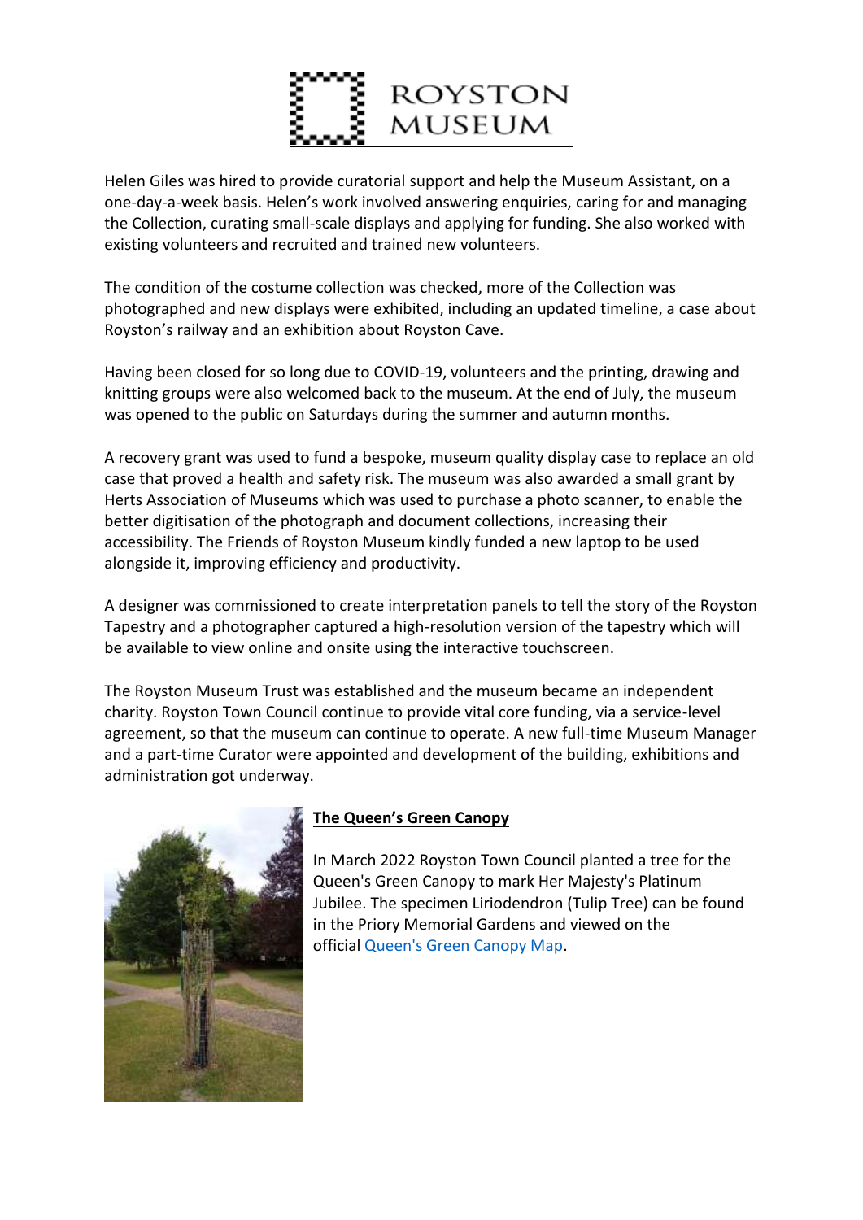Helen Giles was hired to provide curatorial support and help the Museum Assistant, on a one-day-a-week basis. Helen's work involved answering enquiries, caring for and managing the Collection, curating small-scale displays and applying for funding. She also worked with existing volunteers and recruited and trained new volunteers.

The condition of the costume collection was checked, more of the Collection was photographed and new displays were exhibited, including an updated timeline, a case about Royston's railway and an exhibition about Royston Cave.

Having been closed for so long due to COVID-19, volunteers and the printing, drawing and knitting groups were also welcomed back to the museum. At the end of July, the museum was opened to the public on Saturdays during the summer and autumn months.

A recovery grant was used to fund a bespoke, museum quality display case to replace an old case that proved a health and safety risk. The museum was also awarded a small grant by Herts Association of Museums which was used to purchase a photo scanner, to enable the better digitisation of the photograph and document collections, increasing their accessibility. The Friends of Royston Museum kindly funded a new laptop to be used alongside it, improving efficiency and productivity.

A designer was commissioned to create interpretation panels to tell the story of the Royston Tapestry and a photographer captured a high-resolution version of the tapestry which will be available to view online and onsite using the interactive touchscreen.

The Royston Museum Trust was established and the museum became an independent charity. Royston Town Council continue to provide vital core funding, via a service-level agreement, so that the museum can continue to operate. A new full-time Museum Manager and a part-time Curator were appointed and development of the building, exhibitions and administration got underway.

## The Queen's Green Canopy

In March 2022 Royston Town Council planted a tree for the Queen's Green Canopy to mark Her Majesty's Platinum Jubilee. The specimen Liriodendron (Tulip Tree) can be found in the Priory Memorial Gardens and viewed on the official Queen's Green Canopy Map.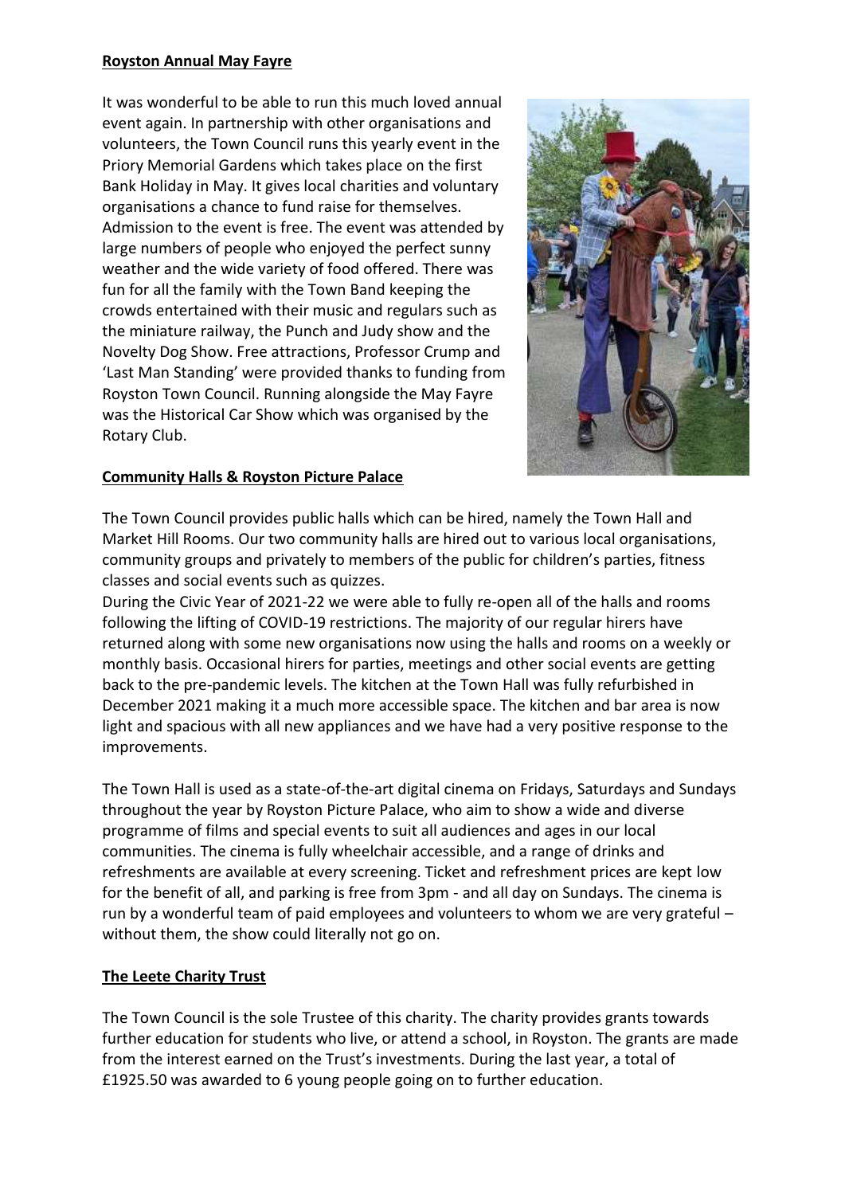**Royston Annual May Fayre**

It was wonderful to be able to run this much loved annual event again. In partnership with other organisations and volunteers, the Town Council runs this yearly event in the Priory Memorial Gardens which takes place on the first Bank Holiday in May. It gives local charities and voluntary organisations a chance to fund raise for themselves. Admission to the event is free. The event was attended by large numbers of people who enjoyed the perfect sunny weather and the wide variety of food offered. There was fun for all the family with the Town Band keeping the crowds entertained with their music and regulars such as the miniature railway, the Punch and Judy show and the Novelty Dog Show. Free attractions, Professor Crump and 'Last Man Standing' were provided thanks to funding from Royston Town Council. Running alongside the May Fayre was the Historical Car Show which was organised by the Rotary Club.

**Community Halls & Royston Picture Palace**

The Town Council provides public halls which can be hired, namely the Town Hall and Market Hill Rooms. Our two community halls are hired out to various local organisations, community groups and privately to members of the public for children's parties, fitness classes and social events such as quizzes.

During the Civic Year of 2021-22 we were able to fully re-open all of the halls and rooms following the lifting of COVID-19 restrictions. The majority of our regular hirers have returned along with some new organisations now using the halls and rooms on a weekly or monthly basis. Occasional hirers for parties, meetings and other social events are getting back to the pre-pandemic levels. The kitchen at the Town Hall was fully refurbished in December 2021 making it a much more accessible space. The kitchen and bar area is now light and spacious with all new appliances and we have had a very positive response to the improvements.

The Town Hall is used as a state-of-the-art digital cinema on Fridays, Saturdays and Sundays throughout the year by Royston Picture Palace, who aim to show a wide and diverse programme of films and special events to suit all audiences and ages in our local communities. The cinema is fully wheelchair accessible, and a range of drinks and refreshments are available at every screening. Ticket and refreshment prices are kept low for the benefit of all, and parking is free from 3pm - and all day on Sundays. The cinema is run by a wonderful team of paid employees and volunteers to whom we are very grateful – without them, the show could literally not go on.

**The Leete Charity Trust**

The Town Council is the sole Trustee of this charity. The charity provides grants towards further education for students who live, or attend a school, in Royston. The grants are made from the interest earned on the Trust's investments. During the last year, a total of £1925.50 was awarded to 6 young people going on to further education.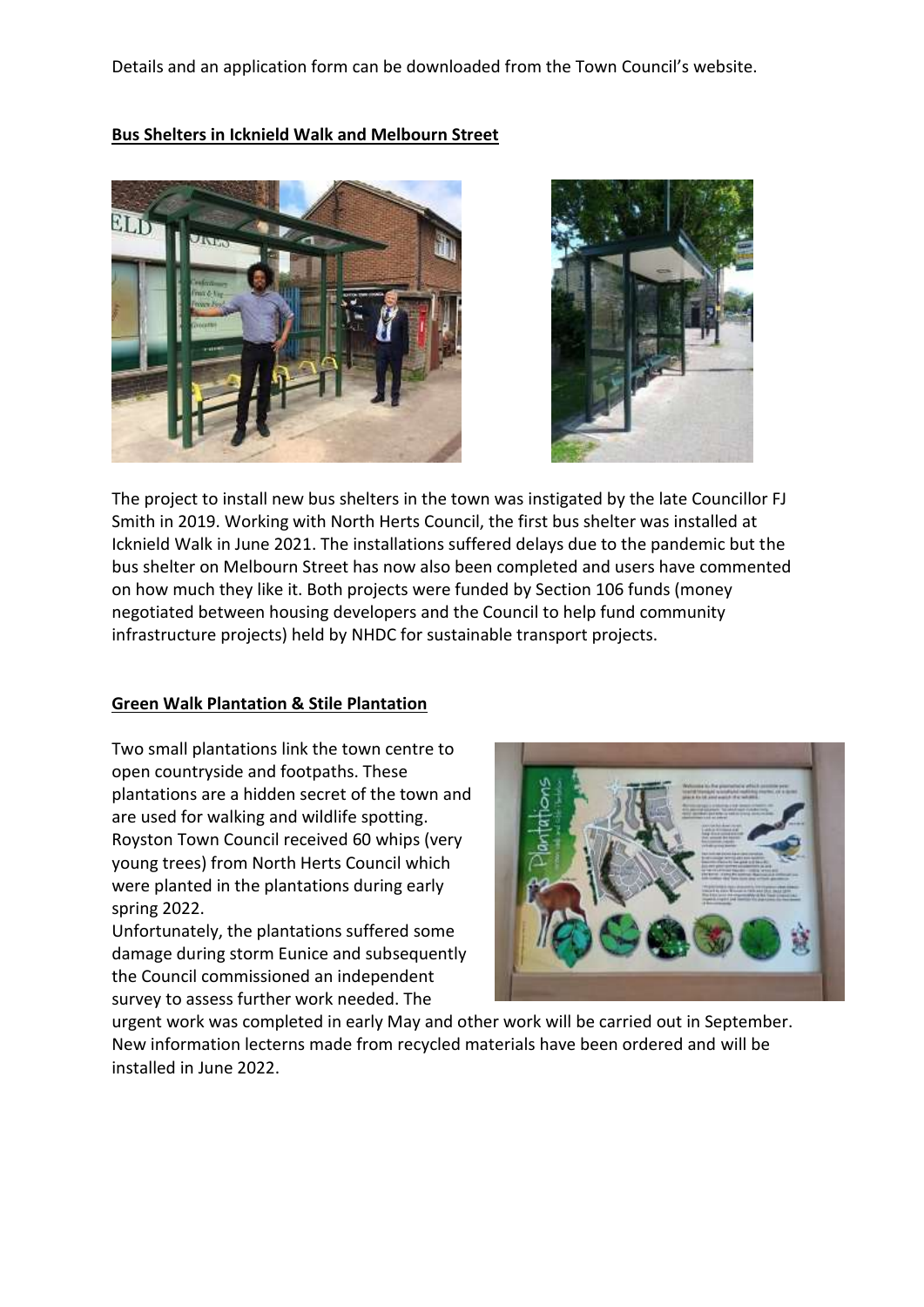Details and an application form can be downloaded from the Town Council's website.

## Bus Shelters in Icknield Walk and Melbourn Street

The project to install new bus shelters in the town was instigated by the late Councillor FJ Smith in 2019. Working with North Herts Council, the first bus shelter was installed at Icknield Walk in June 2021. The installations suffered delays due to the pandemic but the bus shelter on Melbourn Street has now also been completed and users have commented on how much they like it. Both projects were funded by Section 106 funds (money negotiated between housing developers and the Council to help fund community infrastructure projects) held by NHDC for sustainable transport projects.

## Green Walk Plantation & Stile Plantation

Two small plantations link the town centre to open countryside and footpaths. These plantations are a hidden secret of the town and are used for walking and wildlife spotting. Royston Town Council received 60 whips (very young trees) from North Herts Council which were planted in the plantations during early spring 2022.

Unfortunately, the plantations suffered some damage during storm Eunice and subsequently the Council commissioned an independent survey to assess further work needed. The urgent work was completed in early May and other work will be carried out in September. New information lecterns made from recycled materials have been ordered and will be installed in June 2022.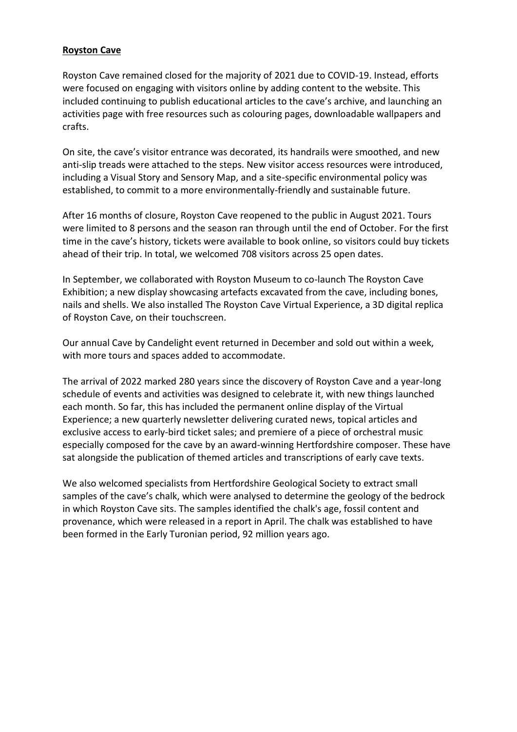## **Royston Cave**

Royston Cave remained closed for the majority of 2021 due to COVID-19. Instead, efforts were focused on engaging with visitors online by adding content to the website. This included continuing to publish educational articles to the cave's archive, and launching an activities page with free resources such as colouring pages, downloadable wallpapers and crafts.

On site, the cave's visitor entrance was decorated, its handrails were smoothed, and new anti-slip treads were attached to the steps. New visitor access resources were introduced, including a Visual Story and Sensory Map, and a site-specific environmental policy was established, to commit to a more environmentally-friendly and sustainable future.

After 16 months of closure, Royston Cave reopened to the public in August 2021. Tours were limited to 8 persons and the season ran through until the end of October. For the first time in the cave's history, tickets were available to book online, so visitors could buy tickets ahead of their trip. In total, we welcomed 708 visitors across 25 open dates.

In September, we collaborated with Royston Museum to co-launch The Royston Cave Exhibition; a new display showcasing artefacts excavated from the cave, including bones, nails and shells. We also installed The Royston Cave Virtual Experience, a 3D digital replica of Royston Cave, on their touchscreen.

Our annual Cave by Candelight event returned in December and sold out within a week, with more tours and spaces added to accommodate.

The arrival of 2022 marked 280 years since the discovery of Royston Cave and a year-long schedule of events and activities was designed to celebrate it, with new things launched each month. So far, this has included the permanent online display of the Virtual Experience; a new quarterly newsletter delivering curated news, topical articles and exclusive access to early-bird ticket sales; and premiere of a piece of orchestral music especially composed for the cave by an award-winning Hertfordshire composer. These have sat alongside the publication of themed articles and transcriptions of early cave texts.

We also welcomed specialists from Hertfordshire Geological Society to extract small samples of the cave's chalk, which were analysed to determine the geology of the bedrock in which Royston Cave sits. The samples identified the chalk's age, fossil content and provenance, which were released in a report in April. The chalk was established to have been formed in the Early Turonian period, 92 million years ago.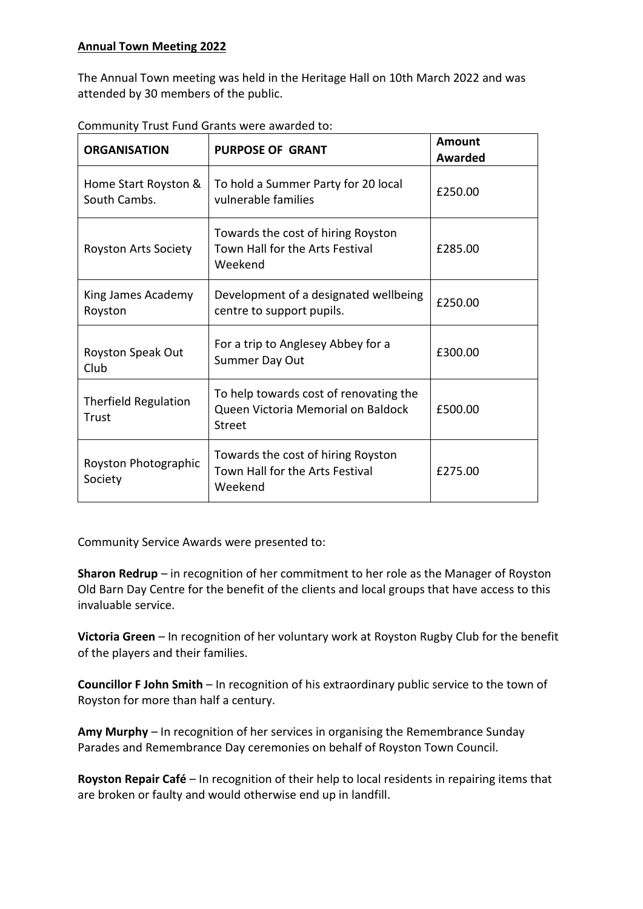**Annual Town Meeting 2022**

The Annual Town meeting was held in the Heritage Hall on 10th March 2022 and was attended by 30 members of the public.

Community Trust Fund Grants were awarded to:

| ORGANISATION | PURPOSE OF GRANT | Amount Awarded |
|---|---|---|
| Home Start Royston & South Cambs. | To hold a Summer Party for 20 local vulnerable families | £250.00 |
| Royston Arts Society | Towards the cost of hiring Royston Town Hall for the Arts Festival Weekend | £285.00 |
| King James Academy Royston | Development of a designated wellbeing centre to support pupils. | £250.00 |
| Royston Speak Out Club | For a trip to Anglesey Abbey for a Summer Day Out | £300.00 |
| Therfield Regulation Trust | To help towards cost of renovating the Queen Victoria Memorial on Baldock Street | £500.00 |
| Royston Photographic Society | Towards the cost of hiring Royston Town Hall for the Arts Festival Weekend | £275.00 |

Community Service Awards were presented to:

**Sharon Redrup** – in recognition of her commitment to her role as the Manager of Royston Old Barn Day Centre for the benefit of the clients and local groups that have access to this invaluable service.

**Victoria Green** – In recognition of her voluntary work at Royston Rugby Club for the benefit of the players and their families.

**Councillor F John Smith** – In recognition of his extraordinary public service to the town of Royston for more than half a century.

**Amy Murphy** – In recognition of her services in organising the Remembrance Sunday Parades and Remembrance Day ceremonies on behalf of Royston Town Council.

**Royston Repair Café** – In recognition of their help to local residents in repairing items that are broken or faulty and would otherwise end up in landfill.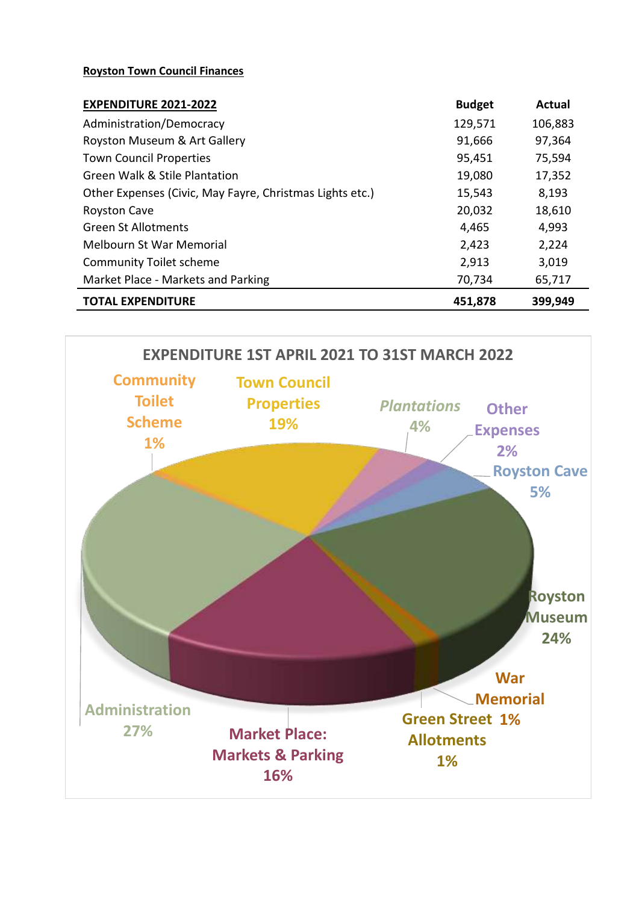**Royston Town Council Finances**

| **EXPENDITURE 2021-2022** | **Budget** | **Actual** |
|---|---|---|
| Administration/Democracy | 129,571 | 106,883 |
| Royston Museum & Art Gallery | 91,666 | 97,364 |
| Town Council Properties | 95,451 | 75,594 |
| Green Walk & Stile Plantation | 19,080 | 17,352 |
| Other Expenses (Civic, May Fayre, Christmas Lights etc.) | 15,543 | 8,193 |
| Royston Cave | 20,032 | 18,610 |
| Green St Allotments | 4,465 | 4,993 |
| Melbourn St War Memorial | 2,423 | 2,224 |
| Community Toilet scheme | 2,913 | 3,019 |
| Market Place - Markets and Parking | 70,734 | 65,717 |
| **TOTAL EXPENDITURE** | **451,878** | **399,949** |

**EXPENDITURE 1ST APRIL 2021 TO 31ST MARCH 2022**

- Community Toilet Scheme 1%
- Town Council Properties 19%
- Plantations 4%
- Other Expenses 2%
- Royston Cave 5%
- Royston Museum 24%
- War Memorial 1%
- Green Street Allotments 1%
- Market Place: Markets & Parking 16%
- Administration 27%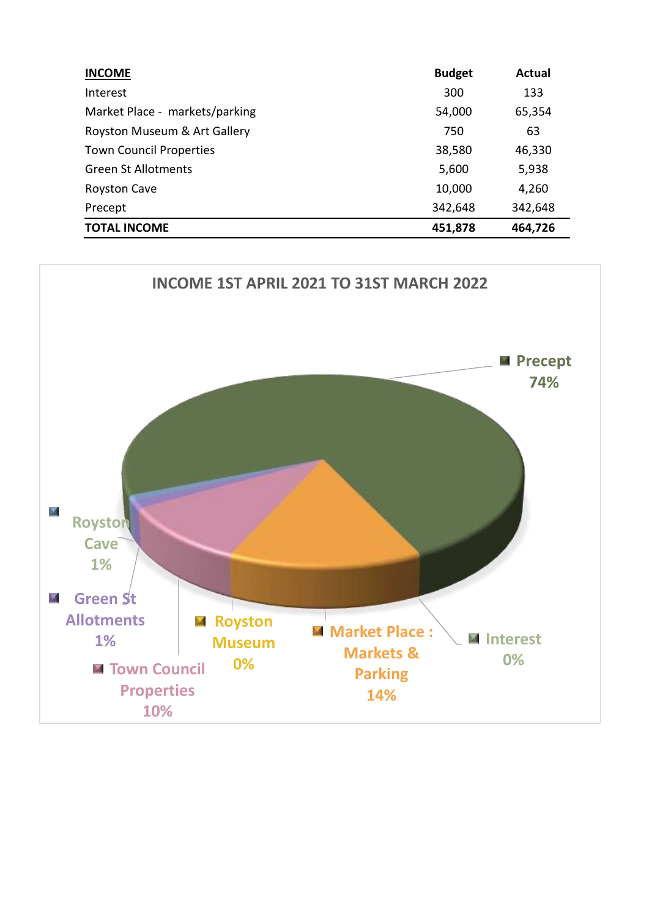| INCOME | Budget | Actual |
|---|---|---|
| Interest | 300 | 133 |
| Market Place - markets/parking | 54,000 | 65,354 |
| Royston Museum & Art Gallery | 750 | 63 |
| Town Council Properties | 38,580 | 46,330 |
| Green St Allotments | 5,600 | 5,938 |
| Royston Cave | 10,000 | 4,260 |
| Precept | 342,648 | 342,648 |
| **TOTAL INCOME** | **451,878** | **464,726** |

**INCOME 1ST APRIL 2021 TO 31ST MARCH 2022**

- Precept 74%
- Royston Cave 1%
- Green St Allotments 1%
- Royston Museum 0%
- Market Place : Markets & Parking 14%
- Interest 0%
- Town Council Properties 10%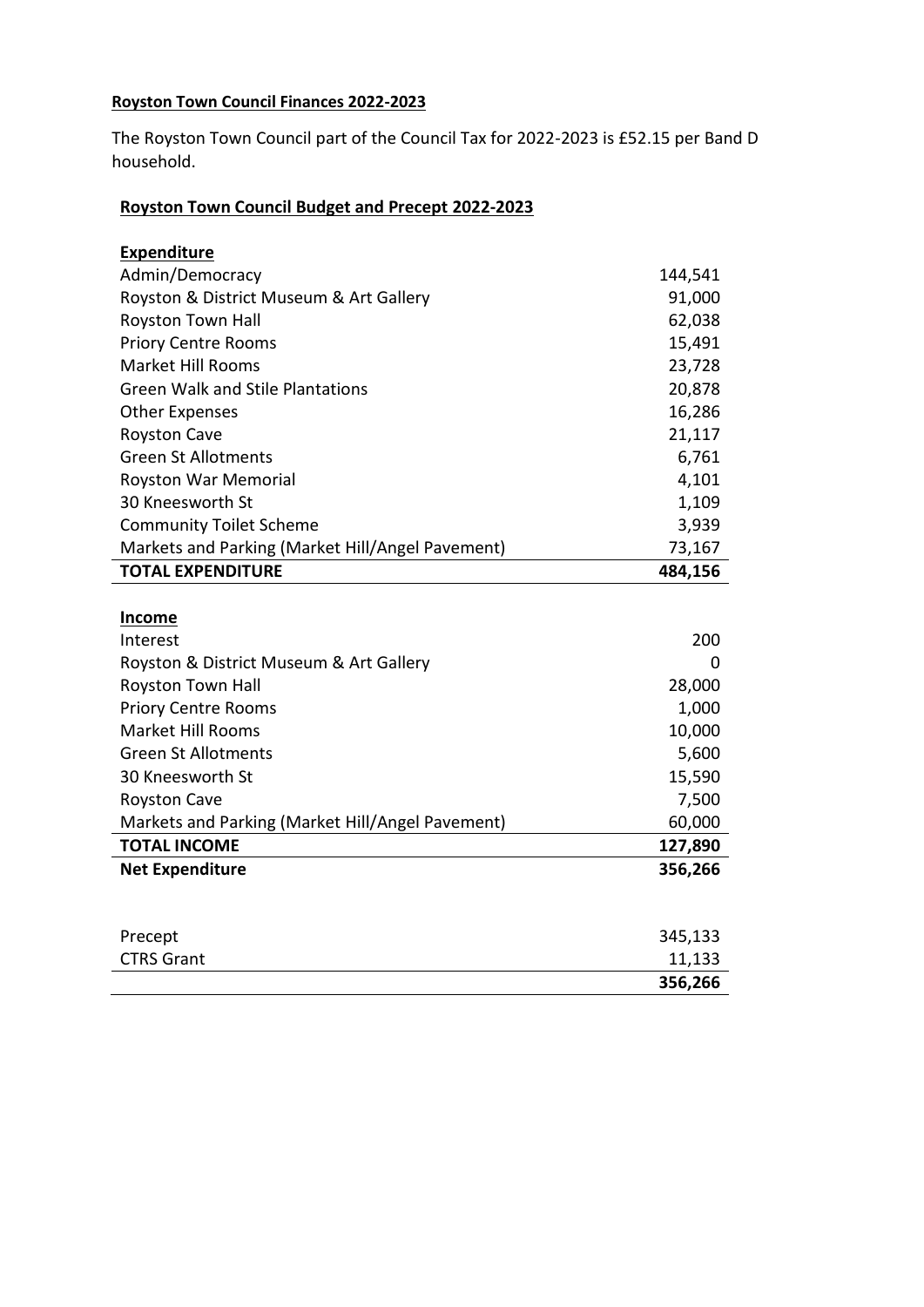**Royston Town Council Finances 2022-2023**

The Royston Town Council part of the Council Tax for 2022-2023 is £52.15 per Band D household.

**Royston Town Council Budget and Precept 2022-2023**

| | |
|---|---|
| **Expenditure** | |
| Admin/Democracy | 144,541 |
| Royston & District Museum & Art Gallery | 91,000 |
| Royston Town Hall | 62,038 |
| Priory Centre Rooms | 15,491 |
| Market Hill Rooms | 23,728 |
| Green Walk and Stile Plantations | 20,878 |
| Other Expenses | 16,286 |
| Royston Cave | 21,117 |
| Green St Allotments | 6,761 |
| Royston War Memorial | 4,101 |
| 30 Kneesworth St | 1,109 |
| Community Toilet Scheme | 3,939 |
| Markets and Parking (Market Hill/Angel Pavement) | 73,167 |
| **TOTAL EXPENDITURE** | **484,156** |
| | |
| **Income** | |
| Interest | 200 |
| Royston & District Museum & Art Gallery | 0 |
| Royston Town Hall | 28,000 |
| Priory Centre Rooms | 1,000 |
| Market Hill Rooms | 10,000 |
| Green St Allotments | 5,600 |
| 30 Kneesworth St | 15,590 |
| Royston Cave | 7,500 |
| Markets and Parking (Market Hill/Angel Pavement) | 60,000 |
| **TOTAL INCOME** | **127,890** |
| **Net Expenditure** | **356,266** |
| | |
| Precept | 345,133 |
| CTRS Grant | 11,133 |
| | **356,266** |